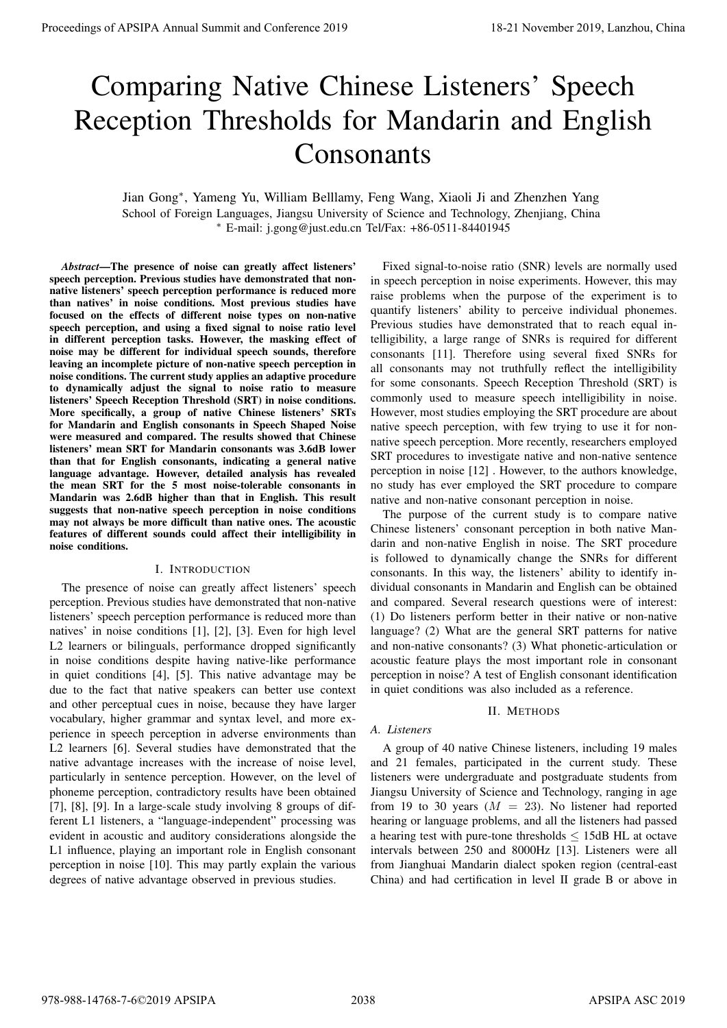# Comparing Native Chinese Listeners' Speech Reception Thresholds for Mandarin and English Consonants

Jian Gong*, Yameng Yu, William Belllamy, Feng Wang, Xiaoli Ji and Zhenzhen Yang

School of Foreign Languages, Jiangsu University of Science and Technology, Zhenjiang, China

* E-mail: j.gong@just.edu.cn Tel/Fax: +86-0511-84401945

***Abstract*—The presence of noise can greatly affect listeners' speech perception. Previous studies have demonstrated that non-native listeners' speech perception performance is reduced more than natives' in noise conditions. Most previous studies have focused on the effects of different noise types on non-native speech perception, and using a fixed signal to noise ratio level in different perception tasks. However, the masking effect of noise may be different for individual speech sounds, therefore leaving an incomplete picture of non-native speech perception in noise conditions. The current study applies an adaptive procedure to dynamically adjust the signal to noise ratio to measure listeners' Speech Reception Threshold (SRT) in noise conditions. More specifically, a group of native Chinese listeners' SRTs for Mandarin and English consonants in Speech Shaped Noise were measured and compared. The results showed that Chinese listeners' mean SRT for Mandarin consonants was 3.6dB lower than that for English consonants, indicating a general native language advantage. However, detailed analysis has revealed the mean SRT for the 5 most noise-tolerable consonants in Mandarin was 2.6dB higher than that in English. This result suggests that non-native speech perception in noise conditions may not always be more difficult than native ones. The acoustic features of different sounds could affect their intelligibility in noise conditions.**

## I. Introduction

The presence of noise can greatly affect listeners' speech perception. Previous studies have demonstrated that non-native listeners' speech perception performance is reduced more than natives' in noise conditions [1], [2], [3]. Even for high level L2 learners or bilinguals, performance dropped significantly in noise conditions despite having native-like performance in quiet conditions [4], [5]. This native advantage may be due to the fact that native speakers can better use context and other perceptual cues in noise, because they have larger vocabulary, higher grammar and syntax level, and more experience in speech perception in adverse environments than L2 learners [6]. Several studies have demonstrated that the native advantage increases with the increase of noise level, particularly in sentence perception. However, on the level of phoneme perception, contradictory results have been obtained [7], [8], [9]. In a large-scale study involving 8 groups of different L1 listeners, a "language-independent" processing was evident in acoustic and auditory considerations alongside the L1 influence, playing an important role in English consonant perception in noise [10]. This may partly explain the various degrees of native advantage observed in previous studies.

Fixed signal-to-noise ratio (SNR) levels are normally used in speech perception in noise experiments. However, this may raise problems when the purpose of the experiment is to quantify listeners' ability to perceive individual phonemes. Previous studies have demonstrated that to reach equal intelligibility, a large range of SNRs is required for different consonants [11]. Therefore using several fixed SNRs for all consonants may not truthfully reflect the intelligibility for some consonants. Speech Reception Threshold (SRT) is commonly used to measure speech intelligibility in noise. However, most studies employing the SRT procedure are about native speech perception, with few trying to use it for non-native speech perception. More recently, researchers employed SRT procedures to investigate native and non-native sentence perception in noise [12] . However, to the authors knowledge, no study has ever employed the SRT procedure to compare native and non-native consonant perception in noise.

The purpose of the current study is to compare native Chinese listeners' consonant perception in both native Mandarin and non-native English in noise. The SRT procedure is followed to dynamically change the SNRs for different consonants. In this way, the listeners' ability to identify individual consonants in Mandarin and English can be obtained and compared. Several research questions were of interest: (1) Do listeners perform better in their native or non-native language? (2) What are the general SRT patterns for native and non-native consonants? (3) What phonetic-articulation or acoustic feature plays the most important role in consonant perception in noise? A test of English consonant identification in quiet conditions was also included as a reference.

## II. Methods

### A. Listeners

A group of 40 native Chinese listeners, including 19 males and 21 females, participated in the current study. These listeners were undergraduate and postgraduate students from Jiangsu University of Science and Technology, ranging in age from 19 to 30 years ($M = 23$). No listener had reported hearing or language problems, and all the listeners had passed a hearing test with pure-tone thresholds $\leq$ 15dB HL at octave intervals between 250 and 8000Hz [13]. Listeners were all from Jianghuai Mandarin dialect spoken region (central-east China) and had certification in level II grade B or above in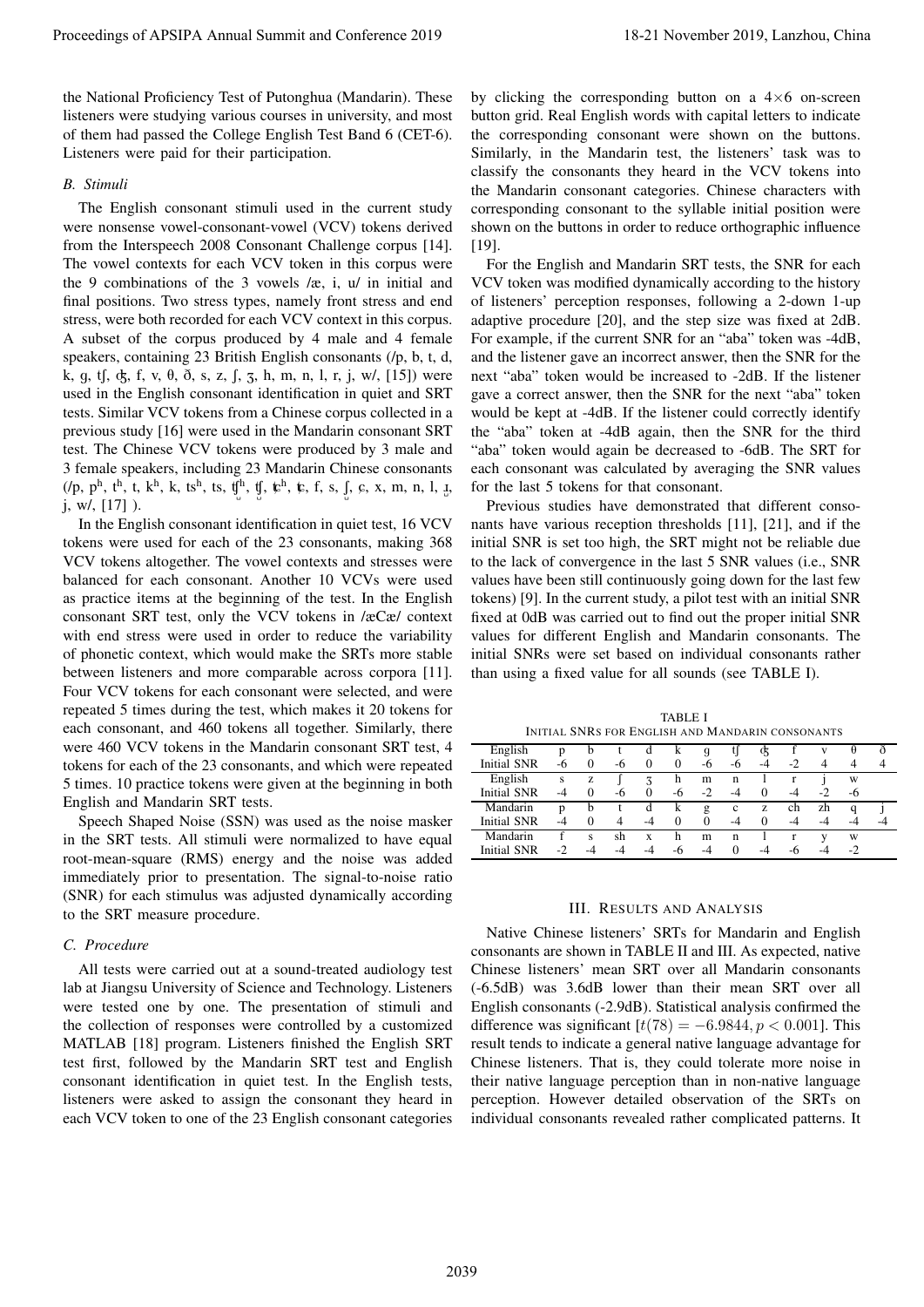the National Proficiency Test of Putonghua (Mandarin). These listeners were studying various courses in university, and most of them had passed the College English Test Band 6 (CET-6). Listeners were paid for their participation.

### B. Stimuli

The English consonant stimuli used in the current study were nonsense vowel-consonant-vowel (VCV) tokens derived from the Interspeech 2008 Consonant Challenge corpus [14]. The vowel contexts for each VCV token in this corpus were the 9 combinations of the 3 vowels /æ, i, u/ in initial and final positions. Two stress types, namely front stress and end stress, were both recorded for each VCV context in this corpus. A subset of the corpus produced by 4 male and 4 female speakers, containing 23 British English consonants (/p, b, t, d, k, g, tʃ, ʤ, f, v, θ, ð, s, z, ʃ, ʒ, h, m, n, l, r, j, w/, [15]) were used in the English consonant identification in quiet and SRT tests. Similar VCV tokens from a Chinese corpus collected in a previous study [16] were used in the Mandarin consonant SRT test. The Chinese VCV tokens were produced by 3 male and 3 female speakers, including 23 Mandarin Chinese consonants (/p, pʰ, tʰ, t, kʰ, k, tsʰ, ts, ʈ͡ʂʰ, ʈ͡ʂ, ʨʰ, ʨ, f, s, ʂ, ɕ, x, m, n, l, ɻ, j, w/, [17] ).

In the English consonant identification in quiet test, 16 VCV tokens were used for each of the 23 consonants, making 368 VCV tokens altogether. The vowel contexts and stresses were balanced for each consonant. Another 10 VCVs were used as practice items at the beginning of the test. In the English consonant SRT test, only the VCV tokens in /æCæ/ context with end stress were used in order to reduce the variability of phonetic context, which would make the SRTs more stable between listeners and more comparable across corpora [11]. Four VCV tokens for each consonant were selected, and were repeated 5 times during the test, which makes it 20 tokens for each consonant, and 460 tokens all together. Similarly, there were 460 VCV tokens in the Mandarin consonant SRT test, 4 tokens for each of the 23 consonants, and which were repeated 5 times. 10 practice tokens were given at the beginning in both English and Mandarin SRT tests.

Speech Shaped Noise (SSN) was used as the noise masker in the SRT tests. All stimuli were normalized to have equal root-mean-square (RMS) energy and the noise was added immediately prior to presentation. The signal-to-noise ratio (SNR) for each stimulus was adjusted dynamically according to the SRT measure procedure.

### C. Procedure

All tests were carried out at a sound-treated audiology test lab at Jiangsu University of Science and Technology. Listeners were tested one by one. The presentation of stimuli and the collection of responses were controlled by a customized MATLAB [18] program. Listeners finished the English SRT test first, followed by the Mandarin SRT test and English consonant identification in quiet test. In the English tests, listeners were asked to assign the consonant they heard in each VCV token to one of the 23 English consonant categories by clicking the corresponding button on a 4×6 on-screen button grid. Real English words with capital letters to indicate the corresponding consonant were shown on the buttons. Similarly, in the Mandarin test, the listeners' task was to classify the consonants they heard in the VCV tokens into the Mandarin consonant categories. Chinese characters with corresponding consonant to the syllable initial position were shown on the buttons in order to reduce orthographic influence [19].

For the English and Mandarin SRT tests, the SNR for each VCV token was modified dynamically according to the history of listeners' perception responses, following a 2-down 1-up adaptive procedure [20], and the step size was fixed at 2dB. For example, if the current SNR for an "aba" token was -4dB, and the listener gave an incorrect answer, then the SNR for the next "aba" token would be increased to -2dB. If the listener gave a correct answer, then the SNR for the next "aba" token would be kept at -4dB. If the listener could correctly identify the "aba" token at -4dB again, then the SNR for the third "aba" token would again be decreased to -6dB. The SRT for each consonant was calculated by averaging the SNR values for the last 5 tokens for that consonant.

Previous studies have demonstrated that different consonants have various reception thresholds [11], [21], and if the initial SNR is set too high, the SRT might not be reliable due to the lack of convergence in the last 5 SNR values (i.e., SNR values have been still continuously going down for the last few tokens) [9]. In the current study, a pilot test with an initial SNR fixed at 0dB was carried out to find out the proper initial SNR values for different English and Mandarin consonants. The initial SNRs were set based on individual consonants rather than using a fixed value for all sounds (see TABLE I).

TABLE I
INITIAL SNRS FOR ENGLISH AND MANDARIN CONSONANTS

| English | p | b | t | d | k | g | tʃ | ʤ | f | v | θ | ð |
|---|---|---|---|---|---|---|---|---|---|---|---|---|
| Initial SNR | -6 | 0 | -6 | 0 | 0 | -6 | -6 | -4 | -2 | 4 | 4 | 4 |
| English | s | z | ʃ | ʒ | h | m | n | l | r | j | w | |
| Initial SNR | -4 | 0 | -6 | 0 | -6 | -2 | -4 | 0 | -4 | -2 | -6 | |
| Mandarin | p | b | t | d | k | g | c | z | ch | zh | q | j |
| Initial SNR | -4 | 0 | 4 | -4 | 0 | 0 | -4 | 0 | -4 | -4 | -4 | -4 |
| Mandarin | f | s | sh | x | h | m | n | l | r | y | w | |
| Initial SNR | -2 | -4 | -4 | -4 | -6 | -4 | 0 | -4 | -6 | -4 | -2 | |

## III. RESULTS AND ANALYSIS

Native Chinese listeners' SRTs for Mandarin and English consonants are shown in TABLE II and III. As expected, native Chinese listeners' mean SRT over all Mandarin consonants (-6.5dB) was 3.6dB lower than their mean SRT over all English consonants (-2.9dB). Statistical analysis confirmed the difference was significant [$t(78) = -6.9844, p < 0.001$]. This result tends to indicate a general native language advantage for Chinese listeners. That is, they could tolerate more noise in their native language perception than in non-native language perception. However detailed observation of the SRTs on individual consonants revealed rather complicated patterns. It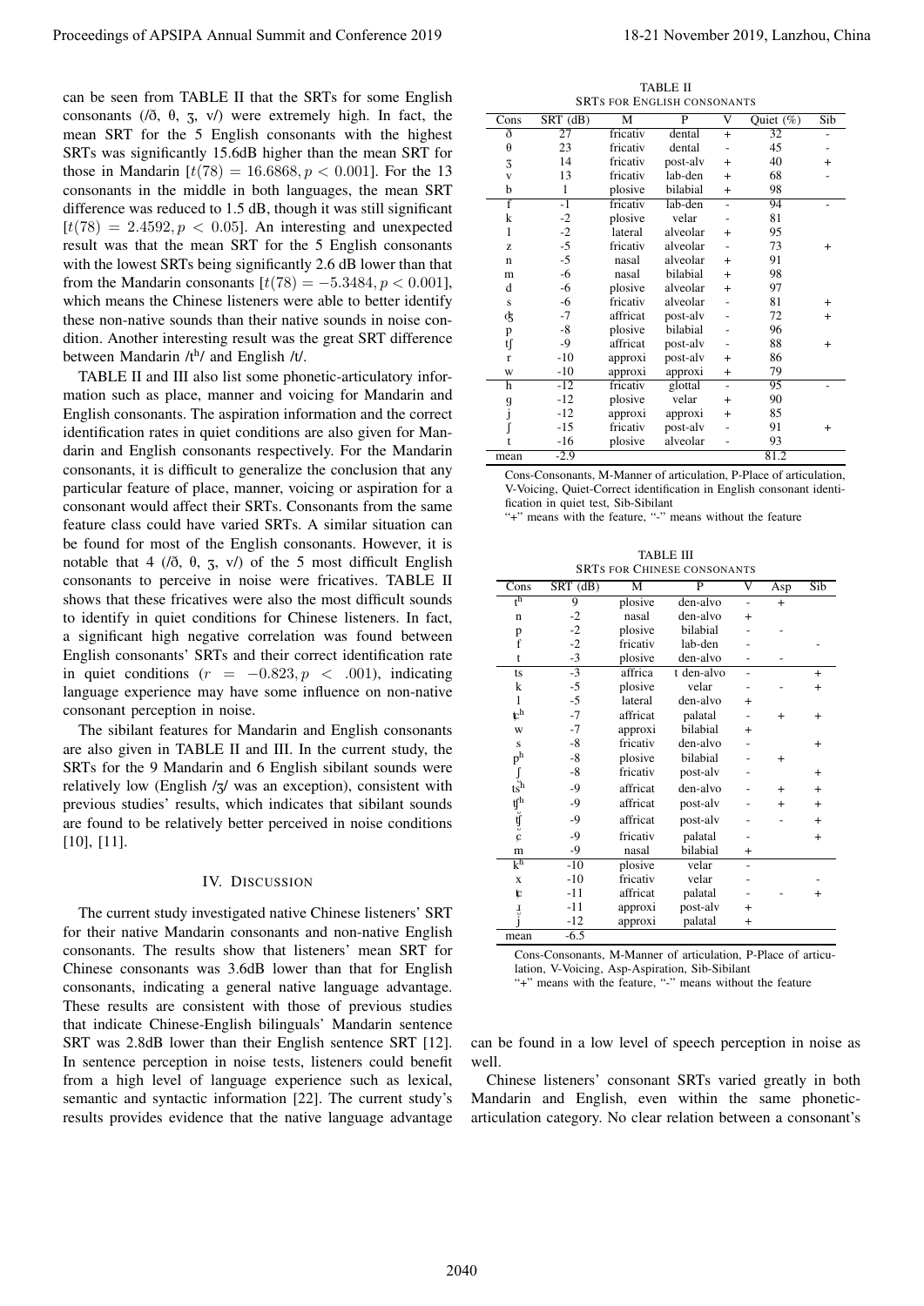can be seen from TABLE II that the SRTs for some English consonants (/ð, θ, ʒ, v/) were extremely high. In fact, the mean SRT for the 5 English consonants with the highest SRTs was significantly 15.6dB higher than the mean SRT for those in Mandarin [$t(78) = 16.6868, p < 0.001$]. For the 13 consonants in the middle in both languages, the mean SRT difference was reduced to 1.5 dB, though it was still significant [$t(78) = 2.4592, p < 0.05$]. An interesting and unexpected result was that the mean SRT for the 5 English consonants with the lowest SRTs being significantly 2.6 dB lower than that from the Mandarin consonants [$t(78) = -5.3484, p < 0.001$], which means the Chinese listeners were able to better identify these non-native sounds than their native sounds in noise condition. Another interesting result was the great SRT difference between Mandarin /tʰ/ and English /t/.

TABLE II and III also list some phonetic-articulatory information such as place, manner and voicing for Mandarin and English consonants. The aspiration information and the correct identification rates in quiet conditions are also given for Mandarin and English consonants respectively. For the Mandarin consonants, it is difficult to generalize the conclusion that any particular feature of place, manner, voicing or aspiration for a consonant would affect their SRTs. Consonants from the same feature class could have varied SRTs. A similar situation can be found for most of the English consonants. However, it is notable that 4 (/ð, θ, ʒ, v/) of the 5 most difficult English consonants to perceive in noise were fricatives. TABLE II shows that these fricatives were also the most difficult sounds to identify in quiet conditions for Chinese listeners. In fact, a significant high negative correlation was found between English consonants' SRTs and their correct identification rate in quiet conditions ($r = -0.823, p < .001$), indicating language experience may have some influence on non-native consonant perception in noise.

The sibilant features for Mandarin and English consonants are also given in TABLE II and III. In the current study, the SRTs for the 9 Mandarin and 6 English sibilant sounds were relatively low (English /ʒ/ was an exception), consistent with previous studies' results, which indicates that sibilant sounds are found to be relatively better perceived in noise conditions [10], [11].

## IV. Discussion

The current study investigated native Chinese listeners' SRT for their native Mandarin consonants and non-native English consonants. The results show that listeners' mean SRT for Chinese consonants was 3.6dB lower than that for English consonants, indicating a general native language advantage. These results are consistent with those of previous studies that indicate Chinese-English bilinguals' Mandarin sentence SRT was 2.8dB lower than their English sentence SRT [12]. In sentence perception in noise tests, listeners could benefit from a high level of language experience such as lexical, semantic and syntactic information [22]. The current study's results provides evidence that the native language advantage can be found in a low level of speech perception in noise as well.

Chinese listeners' consonant SRTs varied greatly in both Mandarin and English, even within the same phonetic-articulation category. No clear relation between a consonant's

TABLE II
SRTs for English Consonants

| Cons | SRT (dB) | M | P | V | Quiet (%) | Sib |
|---|---|---|---|---|---|---|
| ð | 27 | fricativ | dental | + | 32 | - |
| θ | 23 | fricativ | dental | - | 45 | - |
| ʒ | 14 | fricativ | post-alv | + | 40 | + |
| v | 13 | fricativ | lab-den | + | 68 | - |
| b | 1 | plosive | bilabial | + | 98 | |
| f | -1 | fricativ | lab-den | - | 94 | - |
| k | -2 | plosive | velar | - | 81 | |
| l | -2 | lateral | alveolar | + | 95 | |
| z | -5 | fricativ | alveolar | - | 73 | + |
| n | -5 | nasal | alveolar | + | 91 | |
| m | -6 | nasal | bilabial | + | 98 | |
| d | -6 | plosive | alveolar | + | 97 | |
| s | -6 | fricativ | alveolar | - | 81 | + |
| ʤ | -7 | affricat | post-alv | - | 72 | + |
| p | -8 | plosive | bilabial | - | 96 | |
| ʧ | -9 | affricat | post-alv | - | 88 | + |
| r | -10 | approxi | post-alv | + | 86 | |
| w | -10 | approxi | approxi | + | 79 | |
| h | -12 | fricativ | glottal | - | 95 | - |
| g | -12 | plosive | velar | + | 90 | |
| j | -12 | approxi | approxi | + | 85 | |
| ʃ | -15 | fricativ | post-alv | - | 91 | + |
| t | -16 | plosive | alveolar | - | 93 | |
| mean | -2.9 | | | | 81.2 | |

Cons-Consonants, M-Manner of articulation, P-Place of articulation, V-Voicing, Quiet-Correct identification in English consonant identification in quiet test, Sib-Sibilant
"+" means with the feature, "-" means without the feature

TABLE III
SRTs for Chinese Consonants

| Cons | SRT (dB) | M | P | V | Asp | Sib |
|---|---|---|---|---|---|---|
| tʰ | 9 | plosive | den-alvo | - | + | |
| n | -2 | nasal | den-alvo | + | | |
| p | -2 | plosive | bilabial | - | - | |
| f | -2 | fricativ | lab-den | - | | - |
| t | -3 | plosive | den-alvo | - | - | |
| ts | -3 | affrica | t den-alvo | - | | + |
| k | -5 | plosive | velar | - | - | + |
| l | -5 | lateral | den-alvo | + | | |
| ʨʰ | -7 | affricat | palatal | - | + | + |
| w | -7 | approxi | bilabial | + | | |
| s | -8 | fricativ | den-alvo | - | | + |
| pʰ | -8 | plosive | bilabial | - | + | |
| ʃ̺ | -8 | fricativ | post-alv | - | | + |
| tsʰ | -9 | affricat | den-alvo | - | + | + |
| ʧʰ | -9 | affricat | post-alv | - | + | + |
| ʧ̺ | -9 | affricat | post-alv | - | - | + |
| ɕ | -9 | fricativ | palatal | - | | + |
| m | -9 | nasal | bilabial | + | | |
| kʰ | -10 | plosive | velar | - | | |
| x | -10 | fricativ | velar | - | | - |
| ʨ | -11 | affricat | palatal | - | - | + |
| ɹ̺ | -11 | approxi | post-alv | + | | |
| j | -12 | approxi | palatal | + | | |
| mean | -6.5 | | | | | |

Cons-Consonants, M-Manner of articulation, P-Place of articulation, V-Voicing, Asp-Aspiration, Sib-Sibilant
"+" means with the feature, "-" means without the feature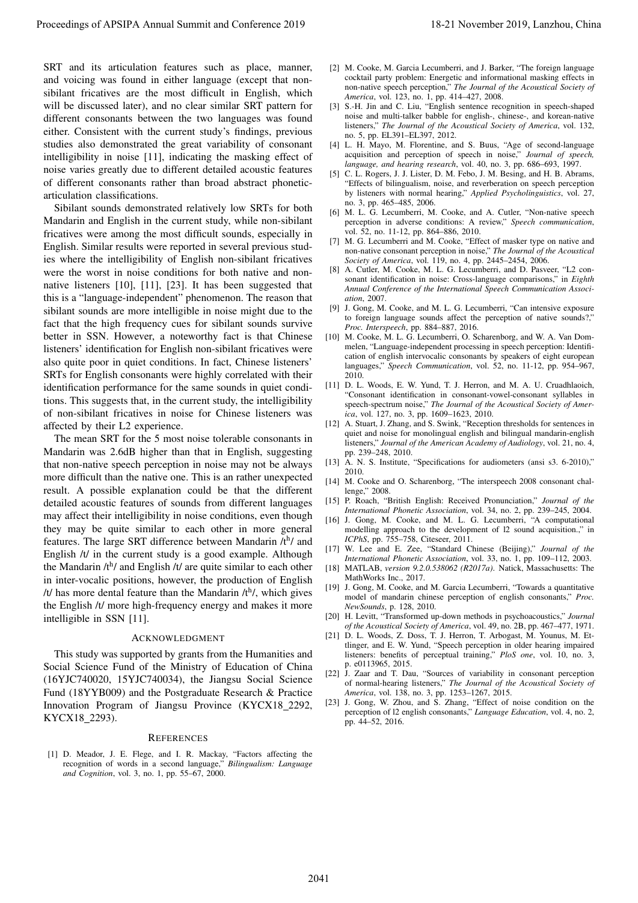SRT and its articulation features such as place, manner, and voicing was found in either language (except that non-sibilant fricatives are the most difficult in English, which will be discussed later), and no clear similar SRT pattern for different consonants between the two languages was found either. Consistent with the current study's findings, previous studies also demonstrated the great variability of consonant intelligibility in noise [11], indicating the masking effect of noise varies greatly due to different detailed acoustic features of different consonants rather than broad abstract phonetic-articulation classifications.

Sibilant sounds demonstrated relatively low SRTs for both Mandarin and English in the current study, while non-sibilant fricatives were among the most difficult sounds, especially in English. Similar results were reported in several previous studies where the intelligibility of English non-sibilant fricatives were the worst in noise conditions for both native and non-native listeners [10], [11], [23]. It has been suggested that this is a "language-independent" phenomenon. The reason that sibilant sounds are more intelligible in noise might due to the fact that the high frequency cues for sibilant sounds survive better in SSN. However, a noteworthy fact is that Chinese listeners' identification for English non-sibilant fricatives were also quite poor in quiet conditions. In fact, Chinese listeners' SRTs for English consonants were highly correlated with their identification performance for the same sounds in quiet conditions. This suggests that, in the current study, the intelligibility of non-sibilant fricatives in noise for Chinese listeners was affected by their L2 experience.

The mean SRT for the 5 most noise tolerable consonants in Mandarin was 2.6dB higher than that in English, suggesting that non-native speech perception in noise may not be always more difficult than the native one. This is an rather unexpected result. A possible explanation could be that the different detailed acoustic features of sounds from different languages may affect their intelligibility in noise conditions, even though they may be quite similar to each other in more general features. The large SRT difference between Mandarin /$t^h$/ and English /t/ in the current study is a good example. Although the Mandarin /$t^h$/ and English /t/ are quite similar to each other in inter-vocalic positions, however, the production of English /t/ has more dental feature than the Mandarin /$t^h$/, which gives the English /t/ more high-frequency energy and makes it more intelligible in SSN [11].

## Acknowledgment

This study was supported by grants from the Humanities and Social Science Fund of the Ministry of Education of China (16YJC740020, 15YJC740034), the Jiangsu Social Science Fund (18YYB009) and the Postgraduate Research & Practice Innovation Program of Jiangsu Province (KYCX18_2292, KYCX18_2293).

## References

[1] D. Meador, J. E. Flege, and I. R. Mackay, "Factors affecting the recognition of words in a second language," *Bilingualism: Language and Cognition*, vol. 3, no. 1, pp. 55–67, 2000.

[2] M. Cooke, M. Garcia Lecumberri, and J. Barker, "The foreign language cocktail party problem: Energetic and informational masking effects in non-native speech perception," *The Journal of the Acoustical Society of America*, vol. 123, no. 1, pp. 414–427, 2008.

[3] S.-H. Jin and C. Liu, "English sentence recognition in speech-shaped noise and multi-talker babble for english-, chinese-, and korean-native listeners," *The Journal of the Acoustical Society of America*, vol. 132, no. 5, pp. EL391–EL397, 2012.

[4] L. H. Mayo, M. Florentine, and S. Buus, "Age of second-language acquisition and perception of speech in noise," *Journal of speech, language, and hearing research*, vol. 40, no. 3, pp. 686–693, 1997.

[5] C. L. Rogers, J. J. Lister, D. M. Febo, J. M. Besing, and H. B. Abrams, "Effects of bilingualism, noise, and reverberation on speech perception by listeners with normal hearing," *Applied Psycholinguistics*, vol. 27, no. 3, pp. 465–485, 2006.

[6] M. L. G. Lecumberri, M. Cooke, and A. Cutler, "Non-native speech perception in adverse conditions: A review," *Speech communication*, vol. 52, no. 11-12, pp. 864–886, 2010.

[7] M. G. Lecumberri and M. Cooke, "Effect of masker type on native and non-native consonant perception in noise," *The Journal of the Acoustical Society of America*, vol. 119, no. 4, pp. 2445–2454, 2006.

[8] A. Cutler, M. Cooke, M. L. G. Lecumberri, and D. Pasveer, "L2 consonant identification in noise: Cross-language comparisons," in *Eighth Annual Conference of the International Speech Communication Association*, 2007.

[9] J. Gong, M. Cooke, and M. L. G. Lecumberri, "Can intensive exposure to foreign language sounds affect the perception of native sounds?," *Proc. Interspeech*, pp. 884–887, 2016.

[10] M. Cooke, M. L. G. Lecumberri, O. Scharenborg, and W. A. Van Dommelen, "Language-independent processing in speech perception: Identification of english intervocalic consonants by speakers of eight european languages," *Speech Communication*, vol. 52, no. 11-12, pp. 954–967, 2010.

[11] D. L. Woods, E. W. Yund, T. J. Herron, and M. A. U. Cruadhlaoich, "Consonant identification in consonant-vowel-consonant syllables in speech-spectrum noise," *The Journal of the Acoustical Society of America*, vol. 127, no. 3, pp. 1609–1623, 2010.

[12] A. Stuart, J. Zhang, and S. Swink, "Reception thresholds for sentences in quiet and noise for monolingual english and bilingual mandarin-english listeners," *Journal of the American Academy of Audiology*, vol. 21, no. 4, pp. 239–248, 2010.

[13] A. N. S. Institute, "Specifications for audiometers (ansi s3. 6-2010)," 2010.

[14] M. Cooke and O. Scharenborg, "The interspeech 2008 consonant challenge," 2008.

[15] P. Roach, "British English: Received Pronunciation," *Journal of the International Phonetic Association*, vol. 34, no. 2, pp. 239–245, 2004.

[16] J. Gong, M. Cooke, and M. L. G. Lecumberri, "A computational modelling approach to the development of l2 sound acquisition.," in *ICPhS*, pp. 755–758, Citeseer, 2011.

[17] W. Lee and E. Zee, "Standard Chinese (Beijing)," *Journal of the International Phonetic Association*, vol. 33, no. 1, pp. 109–112, 2003.

[18] MATLAB, *version 9.2.0.538062 (R2017a)*. Natick, Massachusetts: The MathWorks Inc., 2017.

[19] J. Gong, M. Cooke, and M. Garcia Lecumberri, "Towards a quantitative model of mandarin chinese perception of english consonants," *Proc. NewSounds*, p. 128, 2010.

[20] H. Levitt, "Transformed up-down methods in psychoacoustics," *Journal of the Acoustical Society of America*, vol. 49, no. 2B, pp. 467–477, 1971.

[21] D. L. Woods, Z. Doss, T. J. Herron, T. Arbogast, M. Younus, M. Ettlinger, and E. W. Yund, "Speech perception in older hearing impaired listeners: benefits of perceptual training," *PloS one*, vol. 10, no. 3, p. e0113965, 2015.

[22] J. Zaar and T. Dau, "Sources of variability in consonant perception of normal-hearing listeners," *The Journal of the Acoustical Society of America*, vol. 138, no. 3, pp. 1253–1267, 2015.

[23] J. Gong, W. Zhou, and S. Zhang, "Effect of noise condition on the perception of l2 english consonants," *Language Education*, vol. 4, no. 2, pp. 44–52, 2016.